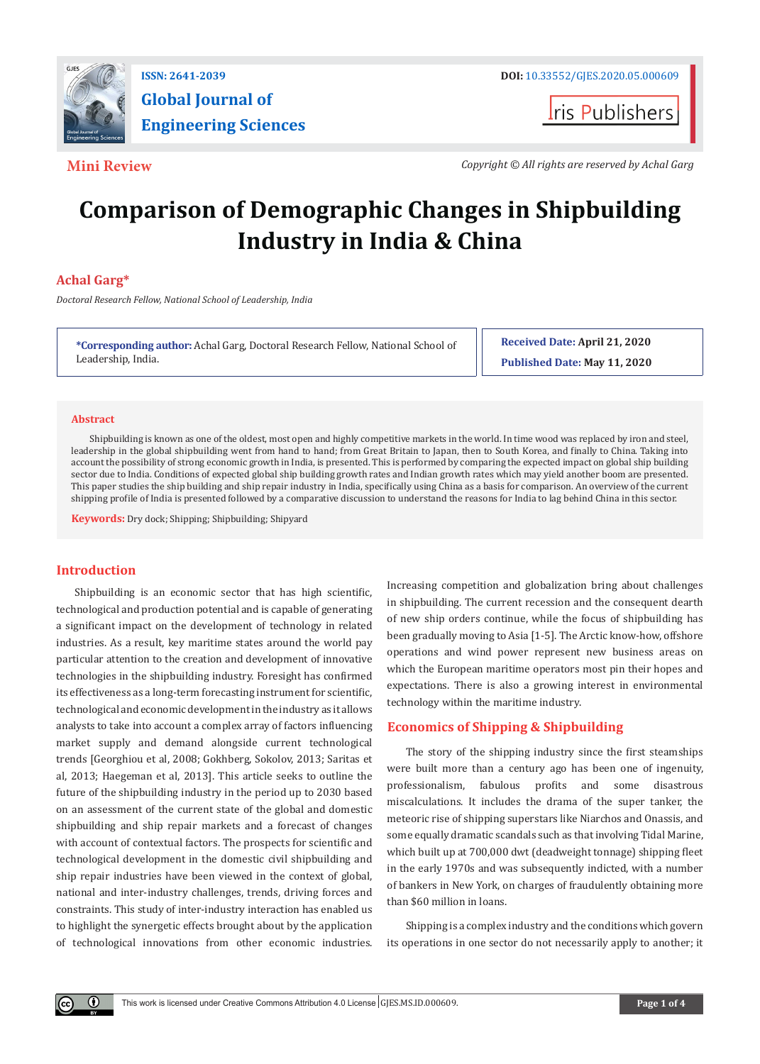ISSN: 2641-2039

DOI: 10.33552/GJES.2020.05.000609

**Global Journal of Engineering Sciences**

Iris Publishers

**Mini Review**

*Copyright © All rights are reserved by Achal Garg*

# Comparison of Demographic Changes in Shipbuilding Industry in India & China

**Achal Garg***

*Doctoral Research Fellow, National School of Leadership, India*

**\*Corresponding author:** Achal Garg, Doctoral Research Fellow, National School of Leadership, India.

**Received Date:** April 21, 2020

**Published Date:** May 11, 2020

## Abstract

Shipbuilding is known as one of the oldest, most open and highly competitive markets in the world. In time wood was replaced by iron and steel, leadership in the global shipbuilding went from hand to hand; from Great Britain to Japan, then to South Korea, and finally to China. Taking into account the possibility of strong economic growth in India, is presented. This is performed by comparing the expected impact on global ship building sector due to India. Conditions of expected global ship building growth rates and Indian growth rates which may yield another boom are presented. This paper studies the ship building and ship repair industry in India, specifically using China as a basis for comparison. An overview of the current shipping profile of India is presented followed by a comparative discussion to understand the reasons for India to lag behind China in this sector.

**Keywords:** Dry dock; Shipping; Shipbuilding; Shipyard

## Introduction

Shipbuilding is an economic sector that has high scientific, technological and production potential and is capable of generating a significant impact on the development of technology in related industries. As a result, key maritime states around the world pay particular attention to the creation and development of innovative technologies in the shipbuilding industry. Foresight has confirmed its effectiveness as a long-term forecasting instrument for scientific, technological and economic development in the industry as it allows analysts to take into account a complex array of factors influencing market supply and demand alongside current technological trends [Georghiou et al, 2008; Gokhberg, Sokolov, 2013; Saritas et al, 2013; Haegeman et al, 2013]. This article seeks to outline the future of the shipbuilding industry in the period up to 2030 based on an assessment of the current state of the global and domestic shipbuilding and ship repair markets and a forecast of changes with account of contextual factors. The prospects for scientific and technological development in the domestic civil shipbuilding and ship repair industries have been viewed in the context of global, national and inter-industry challenges, trends, driving forces and constraints. This study of inter-industry interaction has enabled us to highlight the synergetic effects brought about by the application of technological innovations from other economic industries. Increasing competition and globalization bring about challenges in shipbuilding. The current recession and the consequent dearth of new ship orders continue, while the focus of shipbuilding has been gradually moving to Asia [1-5]. The Arctic know-how, offshore operations and wind power represent new business areas on which the European maritime operators most pin their hopes and expectations. There is also a growing interest in environmental technology within the maritime industry.

## Economics of Shipping & Shipbuilding

The story of the shipping industry since the first steamships were built more than a century ago has been one of ingenuity, professionalism, fabulous profits and some disastrous miscalculations. It includes the drama of the super tanker, the meteoric rise of shipping superstars like Niarchos and Onassis, and some equally dramatic scandals such as that involving Tidal Marine, which built up at 700,000 dwt (deadweight tonnage) shipping fleet in the early 1970s and was subsequently indicted, with a number of bankers in New York, on charges of fraudulently obtaining more than $60 million in loans.

Shipping is a complex industry and the conditions which govern its operations in one sector do not necessarily apply to another; it

This work is licensed under Creative Commons Attribution 4.0 License | GJES.MS.ID.000609.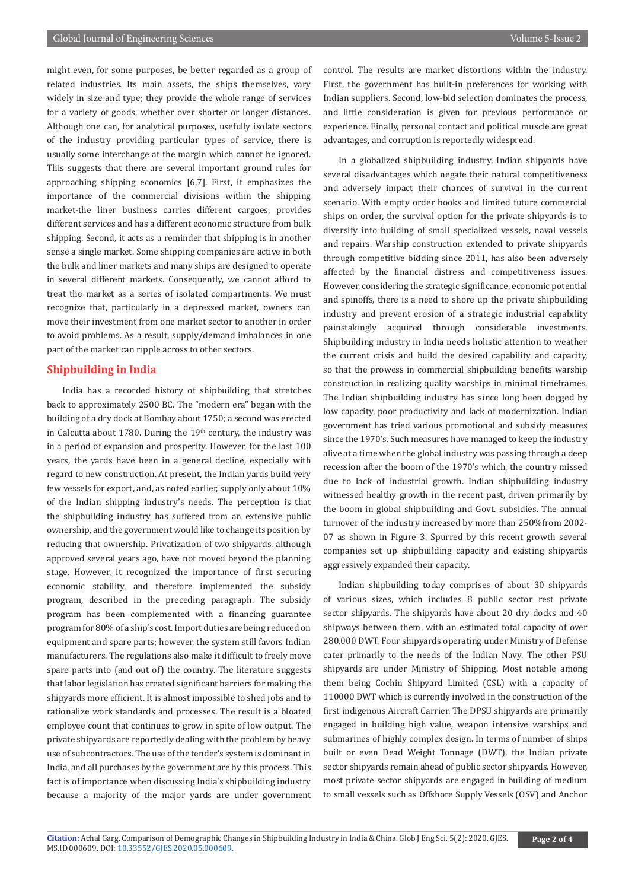might even, for some purposes, be better regarded as a group of related industries. Its main assets, the ships themselves, vary widely in size and type; they provide the whole range of services for a variety of goods, whether over shorter or longer distances. Although one can, for analytical purposes, usefully isolate sectors of the industry providing particular types of service, there is usually some interchange at the margin which cannot be ignored. This suggests that there are several important ground rules for approaching shipping economics [6,7]. First, it emphasizes the importance of the commercial divisions within the shipping market-the liner business carries different cargoes, provides different services and has a different economic structure from bulk shipping. Second, it acts as a reminder that shipping is in another sense a single market. Some shipping companies are active in both the bulk and liner markets and many ships are designed to operate in several different markets. Consequently, we cannot afford to treat the market as a series of isolated compartments. We must recognize that, particularly in a depressed market, owners can move their investment from one market sector to another in order to avoid problems. As a result, supply/demand imbalances in one part of the market can ripple across to other sectors.

## Shipbuilding in India

India has a recorded history of shipbuilding that stretches back to approximately 2500 BC. The "modern era" began with the building of a dry dock at Bombay about 1750; a second was erected in Calcutta about 1780. During the 19th century, the industry was in a period of expansion and prosperity. However, for the last 100 years, the yards have been in a general decline, especially with regard to new construction. At present, the Indian yards build very few vessels for export, and, as noted earlier, supply only about 10% of the Indian shipping industry's needs. The perception is that the shipbuilding industry has suffered from an extensive public ownership, and the government would like to change its position by reducing that ownership. Privatization of two shipyards, although approved several years ago, have not moved beyond the planning stage. However, it recognized the importance of first securing economic stability, and therefore implemented the subsidy program, described in the preceding paragraph. The subsidy program has been complemented with a financing guarantee program for 80% of a ship's cost. Import duties are being reduced on equipment and spare parts; however, the system still favors Indian manufacturers. The regulations also make it difficult to freely move spare parts into (and out of) the country. The literature suggests that labor legislation has created significant barriers for making the shipyards more efficient. It is almost impossible to shed jobs and to rationalize work standards and processes. The result is a bloated employee count that continues to grow in spite of low output. The private shipyards are reportedly dealing with the problem by heavy use of subcontractors. The use of the tender's system is dominant in India, and all purchases by the government are by this process. This fact is of importance when discussing India's shipbuilding industry because a majority of the major yards are under government control. The results are market distortions within the industry. First, the government has built-in preferences for working with Indian suppliers. Second, low-bid selection dominates the process, and little consideration is given for previous performance or experience. Finally, personal contact and political muscle are great advantages, and corruption is reportedly widespread.

In a globalized shipbuilding industry, Indian shipyards have several disadvantages which negate their natural competitiveness and adversely impact their chances of survival in the current scenario. With empty order books and limited future commercial ships on order, the survival option for the private shipyards is to diversify into building of small specialized vessels, naval vessels and repairs. Warship construction extended to private shipyards through competitive bidding since 2011, has also been adversely affected by the financial distress and competitiveness issues. However, considering the strategic significance, economic potential and spinoffs, there is a need to shore up the private shipbuilding industry and prevent erosion of a strategic industrial capability painstakingly acquired through considerable investments. Shipbuilding industry in India needs holistic attention to weather the current crisis and build the desired capability and capacity, so that the prowess in commercial shipbuilding benefits warship construction in realizing quality warships in minimal timeframes. The Indian shipbuilding industry has since long been dogged by low capacity, poor productivity and lack of modernization. Indian government has tried various promotional and subsidy measures since the 1970's. Such measures have managed to keep the industry alive at a time when the global industry was passing through a deep recession after the boom of the 1970's which, the country missed due to lack of industrial growth. Indian shipbuilding industry witnessed healthy growth in the recent past, driven primarily by the boom in global shipbuilding and Govt. subsidies. The annual turnover of the industry increased by more than 250%from 2002-07 as shown in Figure 3. Spurred by this recent growth several companies set up shipbuilding capacity and existing shipyards aggressively expanded their capacity.

Indian shipbuilding today comprises of about 30 shipyards of various sizes, which includes 8 public sector rest private sector shipyards. The shipyards have about 20 dry docks and 40 shipways between them, with an estimated total capacity of over 280,000 DWT. Four shipyards operating under Ministry of Defense cater primarily to the needs of the Indian Navy. The other PSU shipyards are under Ministry of Shipping. Most notable among them being Cochin Shipyard Limited (CSL) with a capacity of 110000 DWT which is currently involved in the construction of the first indigenous Aircraft Carrier. The DPSU shipyards are primarily engaged in building high value, weapon intensive warships and submarines of highly complex design. In terms of number of ships built or even Dead Weight Tonnage (DWT), the Indian private sector shipyards remain ahead of public sector shipyards. However, most private sector shipyards are engaged in building of medium to small vessels such as Offshore Supply Vessels (OSV) and Anchor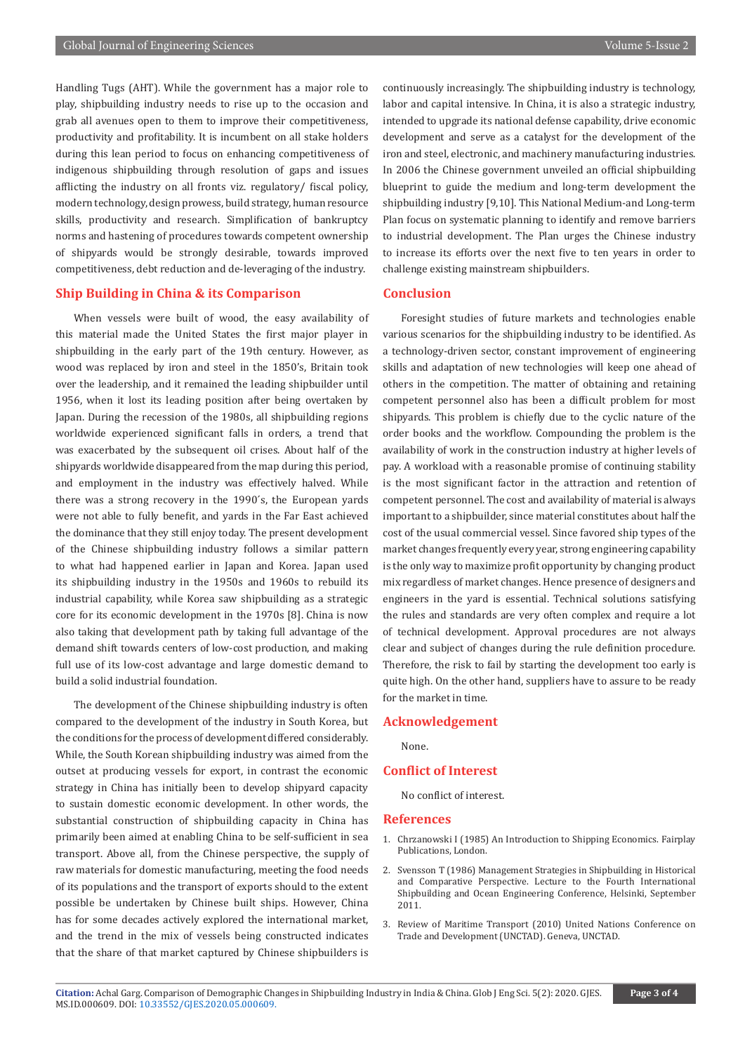Handling Tugs (AHT). While the government has a major role to play, shipbuilding industry needs to rise up to the occasion and grab all avenues open to them to improve their competitiveness, productivity and profitability. It is incumbent on all stake holders during this lean period to focus on enhancing competitiveness of indigenous shipbuilding through resolution of gaps and issues afflicting the industry on all fronts viz. regulatory/ fiscal policy, modern technology, design prowess, build strategy, human resource skills, productivity and research. Simplification of bankruptcy norms and hastening of procedures towards competent ownership of shipyards would be strongly desirable, towards improved competitiveness, debt reduction and de-leveraging of the industry.

## Ship Building in China & its Comparison

When vessels were built of wood, the easy availability of this material made the United States the first major player in shipbuilding in the early part of the 19th century. However, as wood was replaced by iron and steel in the 1850's, Britain took over the leadership, and it remained the leading shipbuilder until 1956, when it lost its leading position after being overtaken by Japan. During the recession of the 1980s, all shipbuilding regions worldwide experienced significant falls in orders, a trend that was exacerbated by the subsequent oil crises. About half of the shipyards worldwide disappeared from the map during this period, and employment in the industry was effectively halved. While there was a strong recovery in the 1990´s, the European yards were not able to fully benefit, and yards in the Far East achieved the dominance that they still enjoy today. The present development of the Chinese shipbuilding industry follows a similar pattern to what had happened earlier in Japan and Korea. Japan used its shipbuilding industry in the 1950s and 1960s to rebuild its industrial capability, while Korea saw shipbuilding as a strategic core for its economic development in the 1970s [8]. China is now also taking that development path by taking full advantage of the demand shift towards centers of low-cost production, and making full use of its low-cost advantage and large domestic demand to build a solid industrial foundation.

The development of the Chinese shipbuilding industry is often compared to the development of the industry in South Korea, but the conditions for the process of development differed considerably. While, the South Korean shipbuilding industry was aimed from the outset at producing vessels for export, in contrast the economic strategy in China has initially been to develop shipyard capacity to sustain domestic economic development. In other words, the substantial construction of shipbuilding capacity in China has primarily been aimed at enabling China to be self-sufficient in sea transport. Above all, from the Chinese perspective, the supply of raw materials for domestic manufacturing, meeting the food needs of its populations and the transport of exports should to the extent possible be undertaken by Chinese built ships. However, China has for some decades actively explored the international market, and the trend in the mix of vessels being constructed indicates that the share of that market captured by Chinese shipbuilders is continuously increasingly. The shipbuilding industry is technology, labor and capital intensive. In China, it is also a strategic industry, intended to upgrade its national defense capability, drive economic development and serve as a catalyst for the development of the iron and steel, electronic, and machinery manufacturing industries. In 2006 the Chinese government unveiled an official shipbuilding blueprint to guide the medium and long-term development the shipbuilding industry [9,10]. This National Medium-and Long-term Plan focus on systematic planning to identify and remove barriers to industrial development. The Plan urges the Chinese industry to increase its efforts over the next five to ten years in order to challenge existing mainstream shipbuilders.

## Conclusion

Foresight studies of future markets and technologies enable various scenarios for the shipbuilding industry to be identified. As a technology-driven sector, constant improvement of engineering skills and adaptation of new technologies will keep one ahead of others in the competition. The matter of obtaining and retaining competent personnel also has been a difficult problem for most shipyards. This problem is chiefly due to the cyclic nature of the order books and the workflow. Compounding the problem is the availability of work in the construction industry at higher levels of pay. A workload with a reasonable promise of continuing stability is the most significant factor in the attraction and retention of competent personnel. The cost and availability of material is always important to a shipbuilder, since material constitutes about half the cost of the usual commercial vessel. Since favored ship types of the market changes frequently every year, strong engineering capability is the only way to maximize profit opportunity by changing product mix regardless of market changes. Hence presence of designers and engineers in the yard is essential. Technical solutions satisfying the rules and standards are very often complex and require a lot of technical development. Approval procedures are not always clear and subject of changes during the rule definition procedure. Therefore, the risk to fail by starting the development too early is quite high. On the other hand, suppliers have to assure to be ready for the market in time.

## Acknowledgement

None.

## Conflict of Interest

No conflict of interest.

## References

1. Chrzanowski I (1985) An Introduction to Shipping Economics. Fairplay Publications, London.
2. Svensson T (1986) Management Strategies in Shipbuilding in Historical and Comparative Perspective. Lecture to the Fourth International Shipbuilding and Ocean Engineering Conference, Helsinki, September 2011.
3. Review of Maritime Transport (2010) United Nations Conference on Trade and Development (UNCTAD). Geneva, UNCTAD.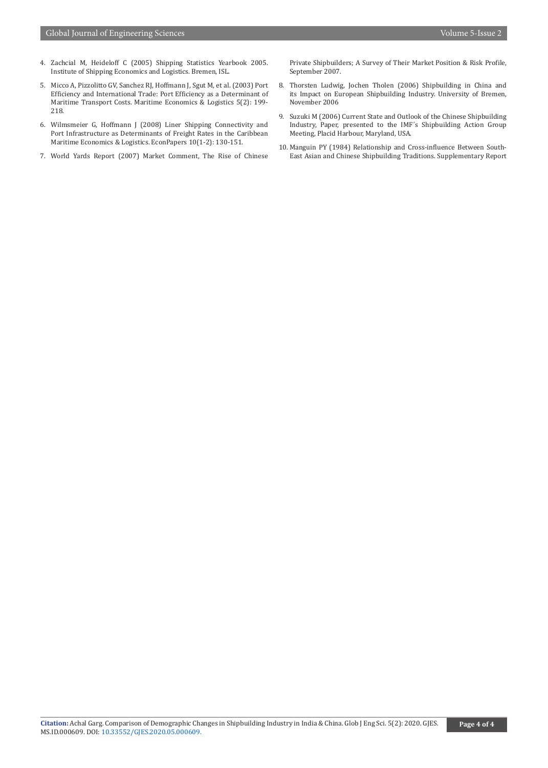4. Zachcial M, Heideloff C (2005) Shipping Statistics Yearbook 2005. Institute of Shipping Economics and Logistics. Bremen, ISL.
5. Micco A, Pizzolitto GV, Sanchez RJ, Hoffmann J, Sgut M, et al. (2003) Port Efficiency and International Trade: Port Efficiency as a Determinant of Maritime Transport Costs. Maritime Economics & Logistics 5(2): 199-218.
6. Wilmsmeier G, Hoffmann J (2008) Liner Shipping Connectivity and Port Infrastructure as Determinants of Freight Rates in the Caribbean Maritime Economics & Logistics. EconPapers 10(1-2): 130-151.
7. World Yards Report (2007) Market Comment, The Rise of Chinese Private Shipbuilders; A Survey of Their Market Position & Risk Profile, September 2007.
8. Thorsten Ludwig, Jochen Tholen (2006) Shipbuilding in China and its Impact on European Shipbuilding Industry. University of Bremen, November 2006
9. Suzuki M (2006) Current State and Outlook of the Chinese Shipbuilding Industry, Paper, presented to the IMF´s Shipbuilding Action Group Meeting, Placid Harbour, Maryland, USA.
10. Manguin PY (1984) Relationship and Cross-influence Between South-East Asian and Chinese Shipbuilding Traditions. Supplementary Report

**Citation:** Achal Garg. Comparison of Demographic Changes in Shipbuilding Industry in India & China. Glob J Eng Sci. 5(2): 2020. GJES. MS.ID.000609. DOI: 10.33552/GJES.2020.05.000609.